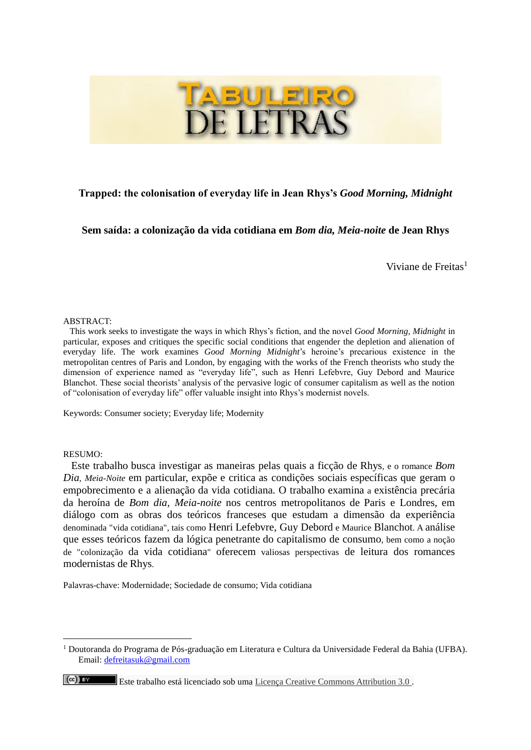**Trapped: the colonisation of everyday life in Jean Rhys's *Good Morning, Midnight***

**Sem saída: a colonização da vida cotidiana em *Bom dia, Meia-noite* de Jean Rhys**

Viviane de Freitas[1]

ABSTRACT:

This work seeks to investigate the ways in which Rhys's fiction, and the novel *Good Morning, Midnight* in particular, exposes and critiques the specific social conditions that engender the depletion and alienation of everyday life. The work examines *Good Morning Midnight*'s heroine's precarious existence in the metropolitan centres of Paris and London, by engaging with the works of the French theorists who study the dimension of experience named as "everyday life", such as Henri Lefebvre, Guy Debord and Maurice Blanchot. These social theorists' analysis of the pervasive logic of consumer capitalism as well as the notion of "colonisation of everyday life" offer valuable insight into Rhys's modernist novels.

Keywords: Consumer society; Everyday life; Modernity

RESUMO:

Este trabalho busca investigar as maneiras pelas quais a ficção de Rhys, e o romance *Bom Dia, Meia-Noite* em particular, expõe e critica as condições sociais específicas que geram o empobrecimento e a alienação da vida cotidiana. O trabalho examina a existência precária da heroína de *Bom dia, Meia-noite* nos centros metropolitanos de Paris e Londres, em diálogo com as obras dos teóricos franceses que estudam a dimensão da experiência denominada "vida cotidiana", tais como Henri Lefebvre, Guy Debord e Maurice Blanchot. A análise que esses teóricos fazem da lógica penetrante do capitalismo de consumo, bem como a noção de "colonização da vida cotidiana" oferecem valiosas perspectivas de leitura dos romances modernistas de Rhys.

Palavras-chave: Modernidade; Sociedade de consumo; Vida cotidiana

[1] Doutoranda do Programa de Pós-graduação em Literatura e Cultura da Universidade Federal da Bahia (UFBA). Email: defreitasuk@gmail.com

Este trabalho está licenciado sob uma Licença Creative Commons Attribution 3.0.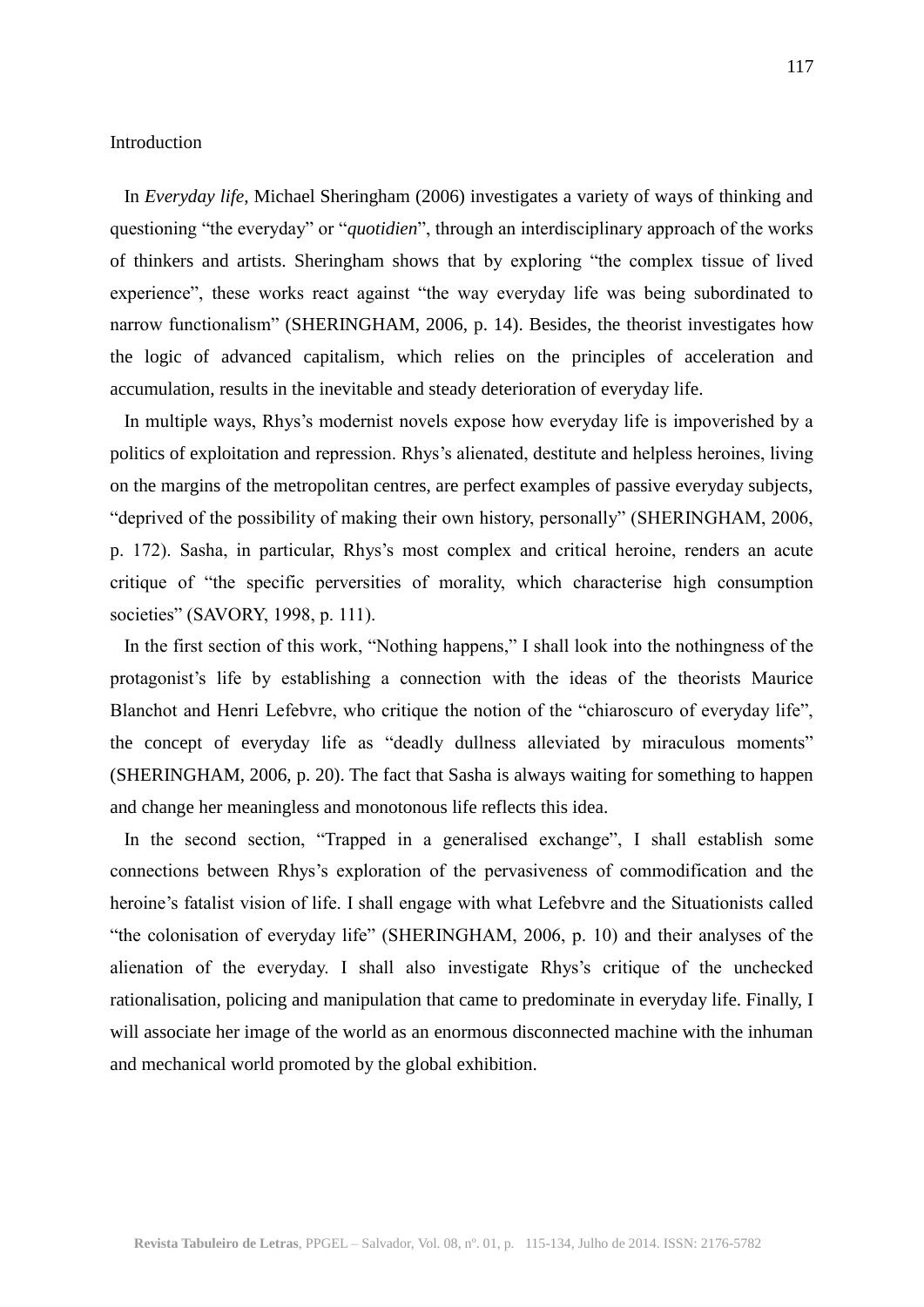## Introduction

In *Everyday life*, Michael Sheringham (2006) investigates a variety of ways of thinking and questioning "the everyday" or "*quotidien*", through an interdisciplinary approach of the works of thinkers and artists. Sheringham shows that by exploring "the complex tissue of lived experience", these works react against "the way everyday life was being subordinated to narrow functionalism" (SHERINGHAM, 2006, p. 14). Besides, the theorist investigates how the logic of advanced capitalism, which relies on the principles of acceleration and accumulation, results in the inevitable and steady deterioration of everyday life.

In multiple ways, Rhys's modernist novels expose how everyday life is impoverished by a politics of exploitation and repression. Rhys's alienated, destitute and helpless heroines, living on the margins of the metropolitan centres, are perfect examples of passive everyday subjects, "deprived of the possibility of making their own history, personally" (SHERINGHAM, 2006, p. 172). Sasha, in particular, Rhys's most complex and critical heroine, renders an acute critique of "the specific perversities of morality, which characterise high consumption societies" (SAVORY, 1998, p. 111).

In the first section of this work, "Nothing happens," I shall look into the nothingness of the protagonist's life by establishing a connection with the ideas of the theorists Maurice Blanchot and Henri Lefebvre, who critique the notion of the "chiaroscuro of everyday life", the concept of everyday life as "deadly dullness alleviated by miraculous moments" (SHERINGHAM, 2006, p. 20). The fact that Sasha is always waiting for something to happen and change her meaningless and monotonous life reflects this idea.

In the second section, "Trapped in a generalised exchange", I shall establish some connections between Rhys's exploration of the pervasiveness of commodification and the heroine's fatalist vision of life. I shall engage with what Lefebvre and the Situationists called "the colonisation of everyday life" (SHERINGHAM, 2006, p. 10) and their analyses of the alienation of the everyday. I shall also investigate Rhys's critique of the unchecked rationalisation, policing and manipulation that came to predominate in everyday life. Finally, I will associate her image of the world as an enormous disconnected machine with the inhuman and mechanical world promoted by the global exhibition.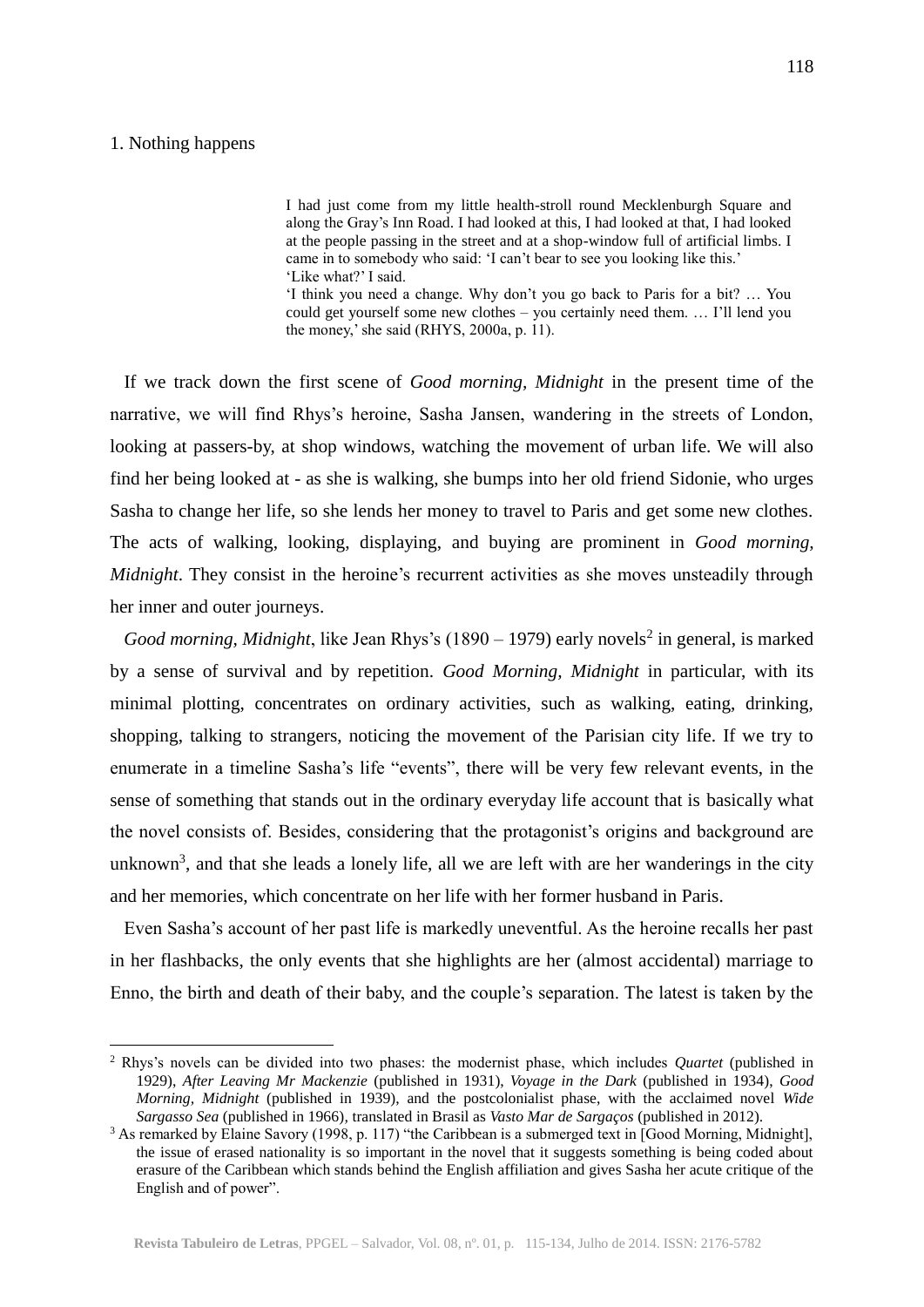## 1. Nothing happens

> I had just come from my little health-stroll round Mecklenburgh Square and along the Gray's Inn Road. I had looked at this, I had looked at that, I had looked at the people passing in the street and at a shop-window full of artificial limbs. I came in to somebody who said: 'I can't bear to see you looking like this.'
> 'Like what?' I said.
> 'I think you need a change. Why don't you go back to Paris for a bit? … You could get yourself some new clothes – you certainly need them. … I'll lend you the money,' she said (RHYS, 2000a, p. 11).

If we track down the first scene of *Good morning, Midnight* in the present time of the narrative, we will find Rhys's heroine, Sasha Jansen, wandering in the streets of London, looking at passers-by, at shop windows, watching the movement of urban life. We will also find her being looked at - as she is walking, she bumps into her old friend Sidonie, who urges Sasha to change her life, so she lends her money to travel to Paris and get some new clothes. The acts of walking, looking, displaying, and buying are prominent in *Good morning, Midnight*. They consist in the heroine's recurrent activities as she moves unsteadily through her inner and outer journeys.

*Good morning, Midnight*, like Jean Rhys's (1890 – 1979) early novels[2] in general, is marked by a sense of survival and by repetition. *Good Morning, Midnight* in particular, with its minimal plotting, concentrates on ordinary activities, such as walking, eating, drinking, shopping, talking to strangers, noticing the movement of the Parisian city life. If we try to enumerate in a timeline Sasha's life "events", there will be very few relevant events, in the sense of something that stands out in the ordinary everyday life account that is basically what the novel consists of. Besides, considering that the protagonist's origins and background are unknown[3], and that she leads a lonely life, all we are left with are her wanderings in the city and her memories, which concentrate on her life with her former husband in Paris.

Even Sasha's account of her past life is markedly uneventful. As the heroine recalls her past in her flashbacks, the only events that she highlights are her (almost accidental) marriage to Enno, the birth and death of their baby, and the couple's separation. The latest is taken by the

---

[2] Rhys's novels can be divided into two phases: the modernist phase, which includes *Quartet* (published in 1929), *After Leaving Mr Mackenzie* (published in 1931), *Voyage in the Dark* (published in 1934), *Good Morning, Midnight* (published in 1939), and the postcolonialist phase, with the acclaimed novel *Wide Sargasso Sea* (published in 1966), translated in Brasil as *Vasto Mar de Sargaços* (published in 2012).

[3] As remarked by Elaine Savory (1998, p. 117) "the Caribbean is a submerged text in [Good Morning, Midnight], the issue of erased nationality is so important in the novel that it suggests something is being coded about erasure of the Caribbean which stands behind the English affiliation and gives Sasha her acute critique of the English and of power".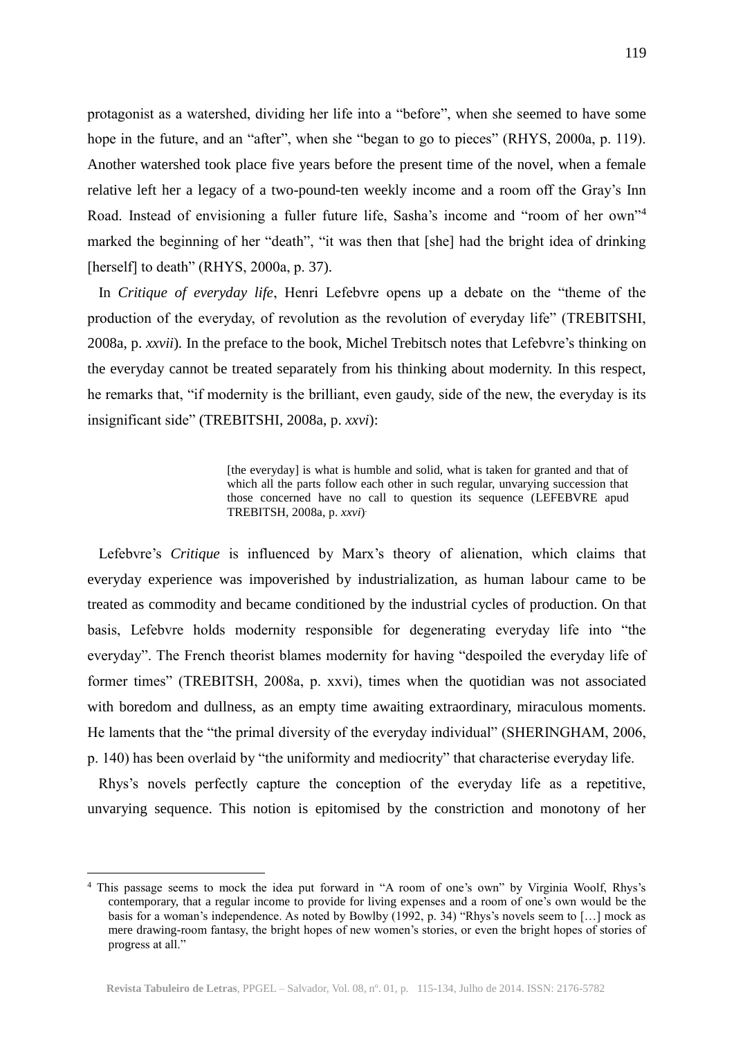protagonist as a watershed, dividing her life into a "before", when she seemed to have some hope in the future, and an "after", when she "began to go to pieces" (RHYS, 2000a, p. 119). Another watershed took place five years before the present time of the novel, when a female relative left her a legacy of a two-pound-ten weekly income and a room off the Gray's Inn Road. Instead of envisioning a fuller future life, Sasha's income and "room of her own"[4] marked the beginning of her "death", "it was then that [she] had the bright idea of drinking [herself] to death" (RHYS, 2000a, p. 37).

In *Critique of everyday life*, Henri Lefebvre opens up a debate on the "theme of the production of the everyday, of revolution as the revolution of everyday life" (TREBITSHI, 2008a, p. *xxvii*). In the preface to the book, Michel Trebitsch notes that Lefebvre's thinking on the everyday cannot be treated separately from his thinking about modernity. In this respect, he remarks that, "if modernity is the brilliant, even gaudy, side of the new, the everyday is its insignificant side" (TREBITSHI, 2008a, p. *xxvi*):

> [the everyday] is what is humble and solid, what is taken for granted and that of which all the parts follow each other in such regular, unvarying succession that those concerned have no call to question its sequence (LEFEBVRE apud TREBITSH, 2008a, p. *xxvi*).

Lefebvre's *Critique* is influenced by Marx's theory of alienation, which claims that everyday experience was impoverished by industrialization, as human labour came to be treated as commodity and became conditioned by the industrial cycles of production. On that basis, Lefebvre holds modernity responsible for degenerating everyday life into "the everyday". The French theorist blames modernity for having "despoiled the everyday life of former times" (TREBITSH, 2008a, p. xxvi), times when the quotidian was not associated with boredom and dullness, as an empty time awaiting extraordinary, miraculous moments. He laments that the "the primal diversity of the everyday individual" (SHERINGHAM, 2006, p. 140) has been overlaid by "the uniformity and mediocrity" that characterise everyday life.

Rhys's novels perfectly capture the conception of the everyday life as a repetitive, unvarying sequence. This notion is epitomised by the constriction and monotony of her

---

[4] This passage seems to mock the idea put forward in "A room of one's own" by Virginia Woolf, Rhys's contemporary, that a regular income to provide for living expenses and a room of one's own would be the basis for a woman's independence. As noted by Bowlby (1992, p. 34) "Rhys's novels seem to […] mock as mere drawing-room fantasy, the bright hopes of new women's stories, or even the bright hopes of stories of progress at all."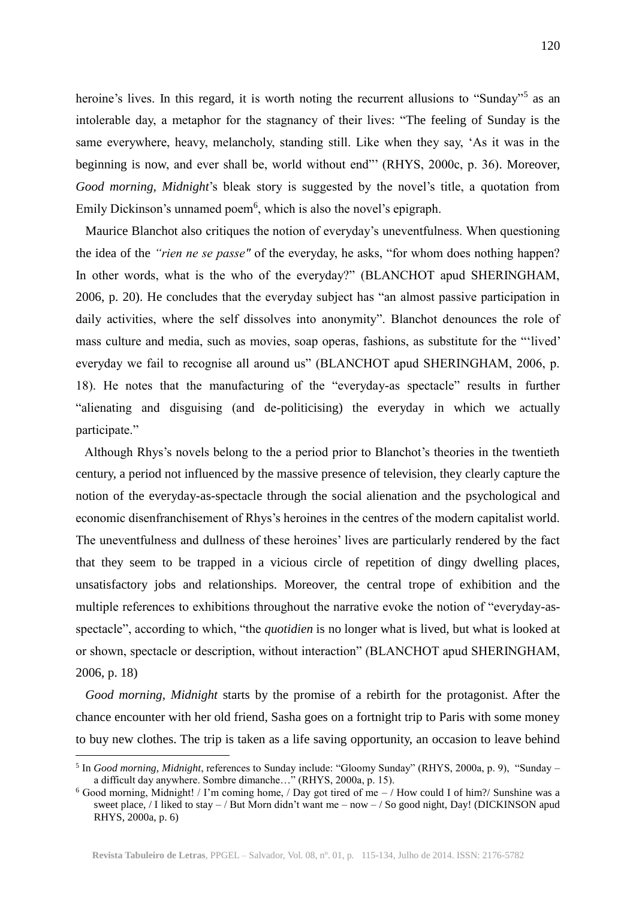heroine's lives. In this regard, it is worth noting the recurrent allusions to "Sunday"[5] as an intolerable day, a metaphor for the stagnancy of their lives: "The feeling of Sunday is the same everywhere, heavy, melancholy, standing still. Like when they say, 'As it was in the beginning is now, and ever shall be, world without end"' (RHYS, 2000c, p. 36). Moreover, *Good morning, Midnight*'s bleak story is suggested by the novel's title, a quotation from Emily Dickinson's unnamed poem[6], which is also the novel's epigraph.

Maurice Blanchot also critiques the notion of everyday's uneventfulness. When questioning the idea of the *"rien ne se passe"* of the everyday, he asks, "for whom does nothing happen? In other words, what is the who of the everyday?" (BLANCHOT apud SHERINGHAM, 2006, p. 20). He concludes that the everyday subject has "an almost passive participation in daily activities, where the self dissolves into anonymity". Blanchot denounces the role of mass culture and media, such as movies, soap operas, fashions, as substitute for the "'lived' everyday we fail to recognise all around us" (BLANCHOT apud SHERINGHAM, 2006, p. 18). He notes that the manufacturing of the "everyday-as spectacle" results in further "alienating and disguising (and de-politicising) the everyday in which we actually participate."

Although Rhys's novels belong to the a period prior to Blanchot's theories in the twentieth century, a period not influenced by the massive presence of television, they clearly capture the notion of the everyday-as-spectacle through the social alienation and the psychological and economic disenfranchisement of Rhys's heroines in the centres of the modern capitalist world. The uneventfulness and dullness of these heroines' lives are particularly rendered by the fact that they seem to be trapped in a vicious circle of repetition of dingy dwelling places, unsatisfactory jobs and relationships. Moreover, the central trope of exhibition and the multiple references to exhibitions throughout the narrative evoke the notion of "everyday-as-spectacle", according to which, "the *quotidien* is no longer what is lived, but what is looked at or shown, spectacle or description, without interaction" (BLANCHOT apud SHERINGHAM, 2006, p. 18)

*Good morning, Midnight* starts by the promise of a rebirth for the protagonist. After the chance encounter with her old friend, Sasha goes on a fortnight trip to Paris with some money to buy new clothes. The trip is taken as a life saving opportunity, an occasion to leave behind

---

[5] In *Good morning, Midnight*, references to Sunday include: "Gloomy Sunday" (RHYS, 2000a, p. 9), "Sunday – a difficult day anywhere. Sombre dimanche…" (RHYS, 2000a, p. 15).

[6] Good morning, Midnight! / I'm coming home, / Day got tired of me – / How could I of him?/ Sunshine was a sweet place, / I liked to stay – / But Morn didn't want me – now – / So good night, Day! (DICKINSON apud RHYS, 2000a, p. 6)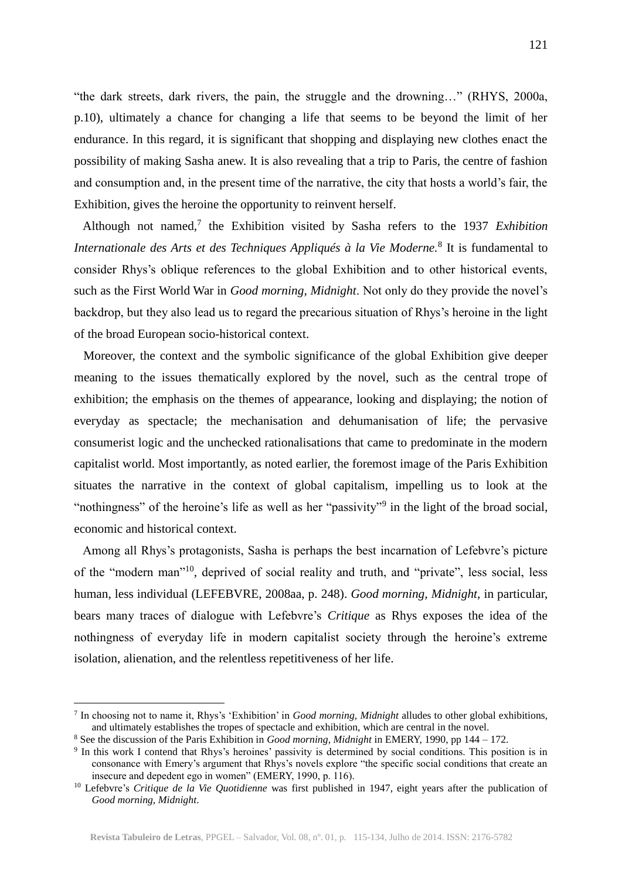"the dark streets, dark rivers, the pain, the struggle and the drowning…" (RHYS, 2000a, p.10), ultimately a chance for changing a life that seems to be beyond the limit of her endurance. In this regard, it is significant that shopping and displaying new clothes enact the possibility of making Sasha anew. It is also revealing that a trip to Paris, the centre of fashion and consumption and, in the present time of the narrative, the city that hosts a world's fair, the Exhibition, gives the heroine the opportunity to reinvent herself.

Although not named,[7] the Exhibition visited by Sasha refers to the 1937 *Exhibition Internationale des Arts et des Techniques Appliqués à la Vie Moderne.*[8] It is fundamental to consider Rhys's oblique references to the global Exhibition and to other historical events, such as the First World War in *Good morning, Midnight*. Not only do they provide the novel's backdrop, but they also lead us to regard the precarious situation of Rhys's heroine in the light of the broad European socio-historical context.

Moreover, the context and the symbolic significance of the global Exhibition give deeper meaning to the issues thematically explored by the novel, such as the central trope of exhibition; the emphasis on the themes of appearance, looking and displaying; the notion of everyday as spectacle; the mechanisation and dehumanisation of life; the pervasive consumerist logic and the unchecked rationalisations that came to predominate in the modern capitalist world. Most importantly, as noted earlier, the foremost image of the Paris Exhibition situates the narrative in the context of global capitalism, impelling us to look at the "nothingness" of the heroine's life as well as her "passivity"[9] in the light of the broad social, economic and historical context.

Among all Rhys's protagonists, Sasha is perhaps the best incarnation of Lefebvre's picture of the "modern man"[10], deprived of social reality and truth, and "private", less social, less human, less individual (LEFEBVRE, 2008aa, p. 248). *Good morning, Midnight,* in particular, bears many traces of dialogue with Lefebvre's *Critique* as Rhys exposes the idea of the nothingness of everyday life in modern capitalist society through the heroine's extreme isolation, alienation, and the relentless repetitiveness of her life.

---

[7] In choosing not to name it, Rhys's 'Exhibition' in *Good morning, Midnight* alludes to other global exhibitions, and ultimately establishes the tropes of spectacle and exhibition, which are central in the novel.

[8] See the discussion of the Paris Exhibition in *Good morning, Midnight* in EMERY, 1990, pp 144 – 172.

[9] In this work I contend that Rhys's heroines' passivity is determined by social conditions. This position is in consonance with Emery's argument that Rhys's novels explore "the specific social conditions that create an insecure and depedent ego in women" (EMERY, 1990, p. 116).

[10] Lefebvre's *Critique de la Vie Quotidienne* was first published in 1947, eight years after the publication of *Good morning, Midnight*.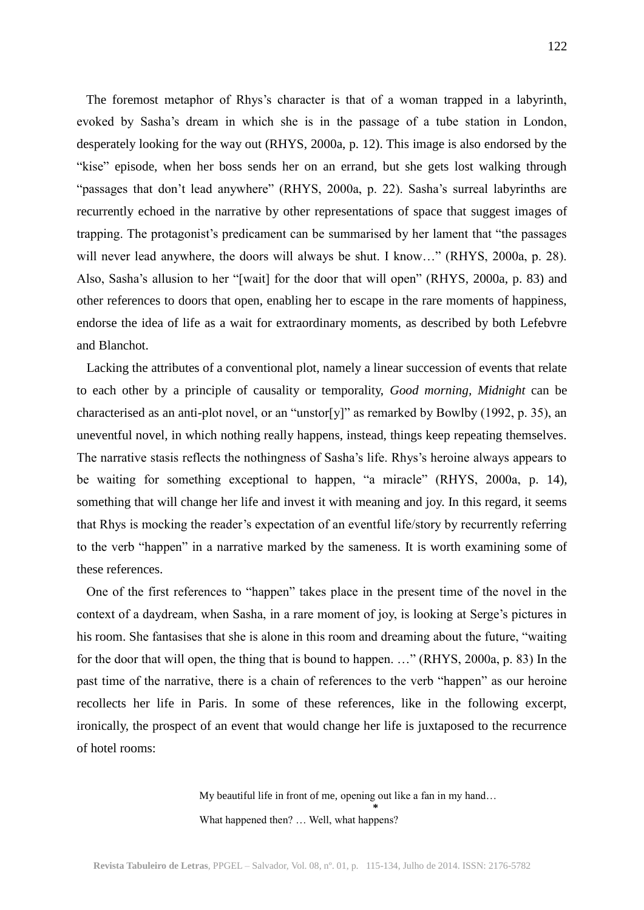The foremost metaphor of Rhys's character is that of a woman trapped in a labyrinth, evoked by Sasha's dream in which she is in the passage of a tube station in London, desperately looking for the way out (RHYS, 2000a, p. 12). This image is also endorsed by the "kise" episode, when her boss sends her on an errand, but she gets lost walking through "passages that don't lead anywhere" (RHYS, 2000a, p. 22). Sasha's surreal labyrinths are recurrently echoed in the narrative by other representations of space that suggest images of trapping. The protagonist's predicament can be summarised by her lament that "the passages will never lead anywhere, the doors will always be shut. I know…" (RHYS, 2000a, p. 28). Also, Sasha's allusion to her "[wait] for the door that will open" (RHYS, 2000a, p. 83) and other references to doors that open, enabling her to escape in the rare moments of happiness, endorse the idea of life as a wait for extraordinary moments, as described by both Lefebvre and Blanchot.

Lacking the attributes of a conventional plot, namely a linear succession of events that relate to each other by a principle of causality or temporality, *Good morning, Midnight* can be characterised as an anti-plot novel, or an "unstor[y]" as remarked by Bowlby (1992, p. 35), an uneventful novel, in which nothing really happens, instead, things keep repeating themselves. The narrative stasis reflects the nothingness of Sasha's life. Rhys's heroine always appears to be waiting for something exceptional to happen, "a miracle" (RHYS, 2000a, p. 14), something that will change her life and invest it with meaning and joy. In this regard, it seems that Rhys is mocking the reader's expectation of an eventful life/story by recurrently referring to the verb "happen" in a narrative marked by the sameness. It is worth examining some of these references.

One of the first references to "happen" takes place in the present time of the novel in the context of a daydream, when Sasha, in a rare moment of joy, is looking at Serge's pictures in his room. She fantasises that she is alone in this room and dreaming about the future, "waiting for the door that will open, the thing that is bound to happen. …" (RHYS, 2000a, p. 83) In the past time of the narrative, there is a chain of references to the verb "happen" as our heroine recollects her life in Paris. In some of these references, like in the following excerpt, ironically, the prospect of an event that would change her life is juxtaposed to the recurrence of hotel rooms:

> My beautiful life in front of me, opening out like a fan in my hand…
>
> *
>
> What happened then? … Well, what happens?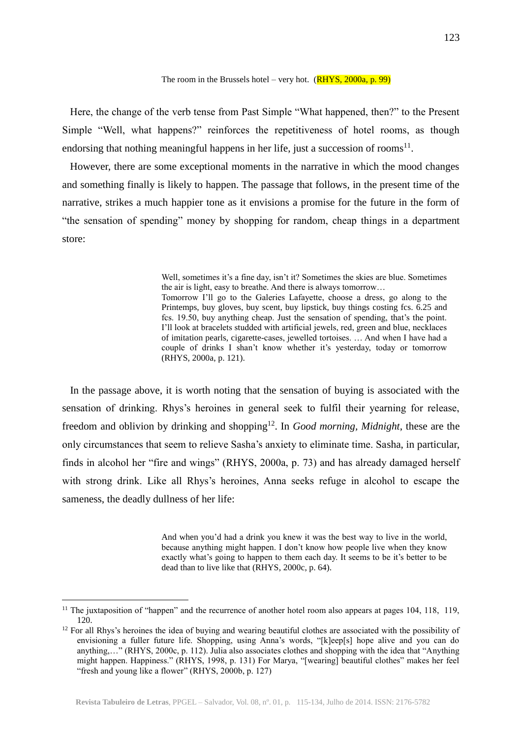> The room in the Brussels hotel – very hot. (RHYS, 2000a, p. 99)

Here, the change of the verb tense from Past Simple "What happened, then?" to the Present Simple "Well, what happens?" reinforces the repetitiveness of hotel rooms, as though endorsing that nothing meaningful happens in her life, just a succession of rooms[11].

However, there are some exceptional moments in the narrative in which the mood changes and something finally is likely to happen. The passage that follows, in the present time of the narrative, strikes a much happier tone as it envisions a promise for the future in the form of "the sensation of spending" money by shopping for random, cheap things in a department store:

> Well, sometimes it's a fine day, isn't it? Sometimes the skies are blue. Sometimes the air is light, easy to breathe. And there is always tomorrow…
> Tomorrow I'll go to the Galeries Lafayette, choose a dress, go along to the Printemps, buy gloves, buy scent, buy lipstick, buy things costing fcs. 6.25 and fcs. 19.50, buy anything cheap. Just the sensation of spending, that's the point. I'll look at bracelets studded with artificial jewels, red, green and blue, necklaces of imitation pearls, cigarette-cases, jewelled tortoises. … And when I have had a couple of drinks I shan't know whether it's yesterday, today or tomorrow (RHYS, 2000a, p. 121).

In the passage above, it is worth noting that the sensation of buying is associated with the sensation of drinking. Rhys's heroines in general seek to fulfil their yearning for release, freedom and oblivion by drinking and shopping[12]. In *Good morning, Midnight*, these are the only circumstances that seem to relieve Sasha's anxiety to eliminate time. Sasha, in particular, finds in alcohol her "fire and wings" (RHYS, 2000a, p. 73) and has already damaged herself with strong drink. Like all Rhys's heroines, Anna seeks refuge in alcohol to escape the sameness, the deadly dullness of her life:

> And when you'd had a drink you knew it was the best way to live in the world, because anything might happen. I don't know how people live when they know exactly what's going to happen to them each day. It seems to be it's better to be dead than to live like that (RHYS, 2000c, p. 64).

---

[11] The juxtaposition of "happen" and the recurrence of another hotel room also appears at pages 104, 118, 119, 120.

[12] For all Rhys's heroines the idea of buying and wearing beautiful clothes are associated with the possibility of envisioning a fuller future life. Shopping, using Anna's words, "[k]eep[s] hope alive and you can do anything,…" (RHYS, 2000c, p. 112). Julia also associates clothes and shopping with the idea that "Anything might happen. Happiness." (RHYS, 1998, p. 131) For Marya, "[wearing] beautiful clothes" makes her feel "fresh and young like a flower" (RHYS, 2000b, p. 127)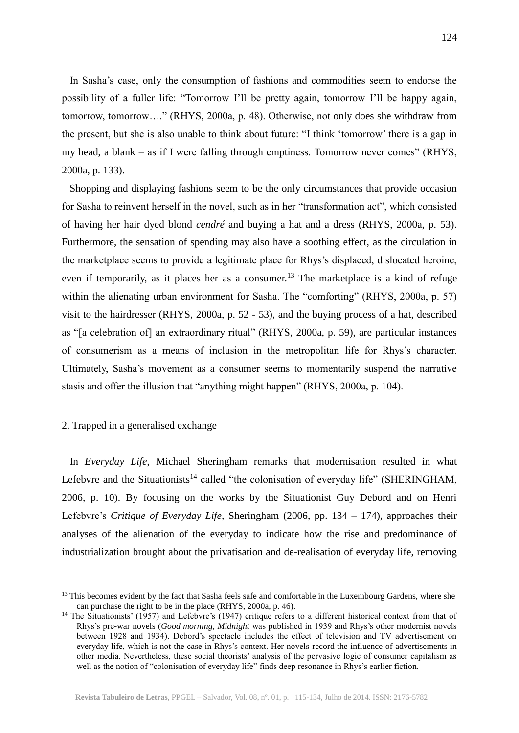In Sasha's case, only the consumption of fashions and commodities seem to endorse the possibility of a fuller life: "Tomorrow I'll be pretty again, tomorrow I'll be happy again, tomorrow, tomorrow…." (RHYS, 2000a, p. 48). Otherwise, not only does she withdraw from the present, but she is also unable to think about future: "I think 'tomorrow' there is a gap in my head, a blank – as if I were falling through emptiness. Tomorrow never comes" (RHYS, 2000a, p. 133).

Shopping and displaying fashions seem to be the only circumstances that provide occasion for Sasha to reinvent herself in the novel, such as in her "transformation act", which consisted of having her hair dyed blond *cendré* and buying a hat and a dress (RHYS, 2000a, p. 53). Furthermore, the sensation of spending may also have a soothing effect, as the circulation in the marketplace seems to provide a legitimate place for Rhys's displaced, dislocated heroine, even if temporarily, as it places her as a consumer.[13] The marketplace is a kind of refuge within the alienating urban environment for Sasha. The "comforting" (RHYS, 2000a, p. 57) visit to the hairdresser (RHYS, 2000a, p. 52 - 53), and the buying process of a hat, described as "[a celebration of] an extraordinary ritual" (RHYS, 2000a, p. 59), are particular instances of consumerism as a means of inclusion in the metropolitan life for Rhys's character. Ultimately, Sasha's movement as a consumer seems to momentarily suspend the narrative stasis and offer the illusion that "anything might happen" (RHYS, 2000a, p. 104).

## 2. Trapped in a generalised exchange

In *Everyday Life*, Michael Sheringham remarks that modernisation resulted in what Lefebvre and the Situationists[14] called "the colonisation of everyday life" (SHERINGHAM, 2006, p. 10). By focusing on the works by the Situationist Guy Debord and on Henri Lefebvre's *Critique of Everyday Life*, Sheringham (2006, pp. 134 – 174), approaches their analyses of the alienation of the everyday to indicate how the rise and predominance of industrialization brought about the privatisation and de-realisation of everyday life, removing

---

[13] This becomes evident by the fact that Sasha feels safe and comfortable in the Luxembourg Gardens, where she can purchase the right to be in the place (RHYS, 2000a, p. 46).

[14] The Situationists' (1957) and Lefebvre's (1947) critique refers to a different historical context from that of Rhys's pre-war novels (*Good morning, Midnight* was published in 1939 and Rhys's other modernist novels between 1928 and 1934). Debord's spectacle includes the effect of television and TV advertisement on everyday life, which is not the case in Rhys's context. Her novels record the influence of advertisements in other media. Nevertheless, these social theorists' analysis of the pervasive logic of consumer capitalism as well as the notion of "colonisation of everyday life" finds deep resonance in Rhys's earlier fiction.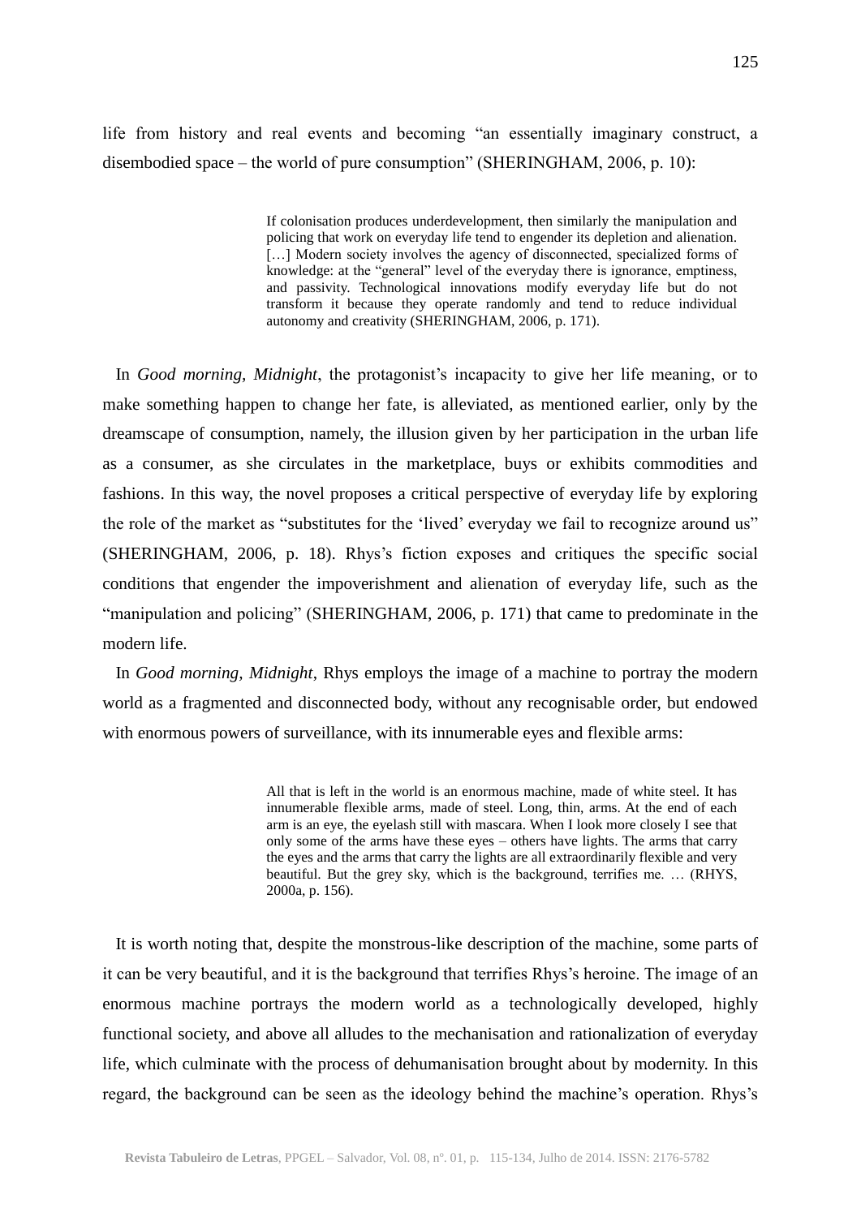life from history and real events and becoming "an essentially imaginary construct, a disembodied space – the world of pure consumption" (SHERINGHAM, 2006, p. 10):

> If colonisation produces underdevelopment, then similarly the manipulation and policing that work on everyday life tend to engender its depletion and alienation. […] Modern society involves the agency of disconnected, specialized forms of knowledge: at the "general" level of the everyday there is ignorance, emptiness, and passivity. Technological innovations modify everyday life but do not transform it because they operate randomly and tend to reduce individual autonomy and creativity (SHERINGHAM, 2006, p. 171).

In *Good morning, Midnight*, the protagonist's incapacity to give her life meaning, or to make something happen to change her fate, is alleviated, as mentioned earlier, only by the dreamscape of consumption, namely, the illusion given by her participation in the urban life as a consumer, as she circulates in the marketplace, buys or exhibits commodities and fashions. In this way, the novel proposes a critical perspective of everyday life by exploring the role of the market as "substitutes for the 'lived' everyday we fail to recognize around us" (SHERINGHAM, 2006, p. 18). Rhys's fiction exposes and critiques the specific social conditions that engender the impoverishment and alienation of everyday life, such as the "manipulation and policing" (SHERINGHAM, 2006, p. 171) that came to predominate in the modern life.

In *Good morning, Midnight*, Rhys employs the image of a machine to portray the modern world as a fragmented and disconnected body, without any recognisable order, but endowed with enormous powers of surveillance, with its innumerable eyes and flexible arms:

> All that is left in the world is an enormous machine, made of white steel. It has innumerable flexible arms, made of steel. Long, thin, arms. At the end of each arm is an eye, the eyelash still with mascara. When I look more closely I see that only some of the arms have these eyes – others have lights. The arms that carry the eyes and the arms that carry the lights are all extraordinarily flexible and very beautiful. But the grey sky, which is the background, terrifies me. … (RHYS, 2000a, p. 156).

It is worth noting that, despite the monstrous-like description of the machine, some parts of it can be very beautiful, and it is the background that terrifies Rhys's heroine. The image of an enormous machine portrays the modern world as a technologically developed, highly functional society, and above all alludes to the mechanisation and rationalization of everyday life, which culminate with the process of dehumanisation brought about by modernity. In this regard, the background can be seen as the ideology behind the machine's operation. Rhys's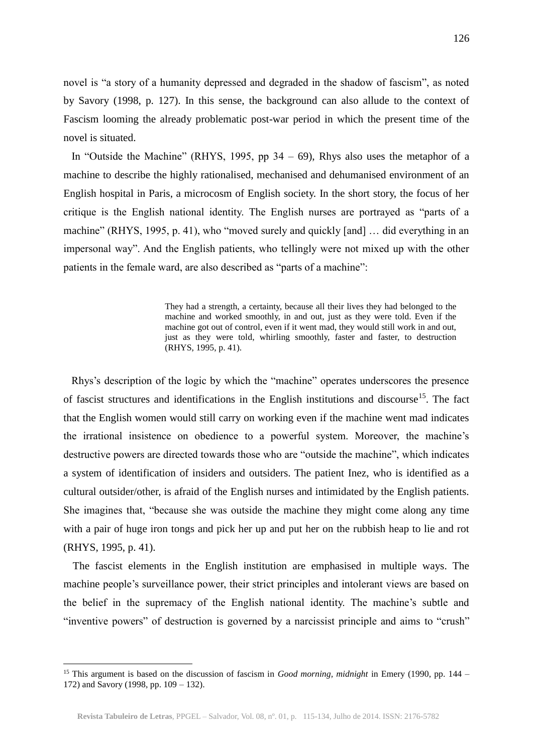novel is "a story of a humanity depressed and degraded in the shadow of fascism", as noted by Savory (1998, p. 127). In this sense, the background can also allude to the context of Fascism looming the already problematic post-war period in which the present time of the novel is situated.

In "Outside the Machine" (RHYS, 1995, pp 34 – 69), Rhys also uses the metaphor of a machine to describe the highly rationalised, mechanised and dehumanised environment of an English hospital in Paris, a microcosm of English society. In the short story, the focus of her critique is the English national identity. The English nurses are portrayed as "parts of a machine" (RHYS, 1995, p. 41), who "moved surely and quickly [and] … did everything in an impersonal way". And the English patients, who tellingly were not mixed up with the other patients in the female ward, are also described as "parts of a machine":

> They had a strength, a certainty, because all their lives they had belonged to the machine and worked smoothly, in and out, just as they were told. Even if the machine got out of control, even if it went mad, they would still work in and out, just as they were told, whirling smoothly, faster and faster, to destruction (RHYS, 1995, p. 41).

Rhys's description of the logic by which the "machine" operates underscores the presence of fascist structures and identifications in the English institutions and discourse[15]. The fact that the English women would still carry on working even if the machine went mad indicates the irrational insistence on obedience to a powerful system. Moreover, the machine's destructive powers are directed towards those who are "outside the machine", which indicates a system of identification of insiders and outsiders. The patient Inez, who is identified as a cultural outsider/other, is afraid of the English nurses and intimidated by the English patients. She imagines that, "because she was outside the machine they might come along any time with a pair of huge iron tongs and pick her up and put her on the rubbish heap to lie and rot (RHYS, 1995, p. 41).

The fascist elements in the English institution are emphasised in multiple ways. The machine people's surveillance power, their strict principles and intolerant views are based on the belief in the supremacy of the English national identity. The machine's subtle and "inventive powers" of destruction is governed by a narcissist principle and aims to "crush"

---

[15] This argument is based on the discussion of fascism in *Good morning, midnight* in Emery (1990, pp. 144 – 172) and Savory (1998, pp. 109 – 132).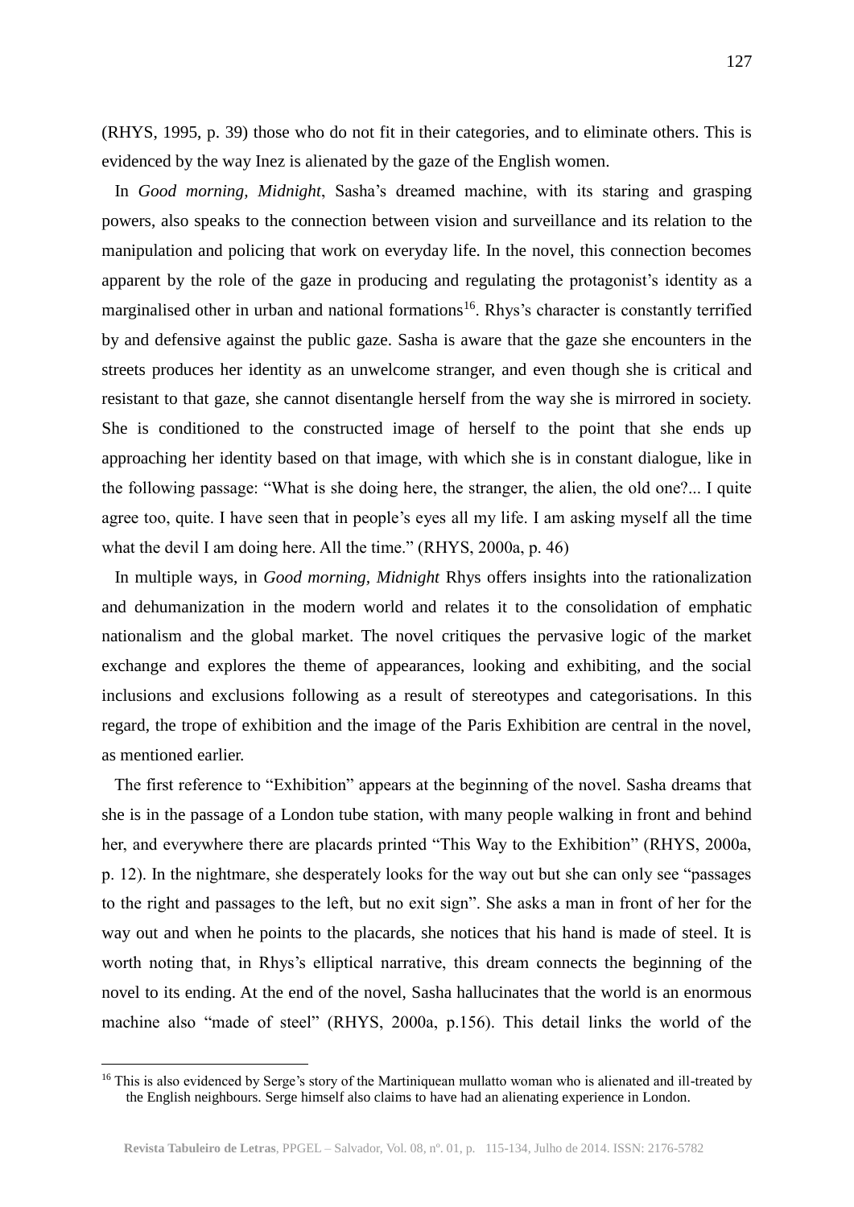(RHYS, 1995, p. 39) those who do not fit in their categories, and to eliminate others. This is evidenced by the way Inez is alienated by the gaze of the English women.

In *Good morning, Midnight*, Sasha's dreamed machine, with its staring and grasping powers, also speaks to the connection between vision and surveillance and its relation to the manipulation and policing that work on everyday life. In the novel, this connection becomes apparent by the role of the gaze in producing and regulating the protagonist's identity as a marginalised other in urban and national formations[16]. Rhys's character is constantly terrified by and defensive against the public gaze. Sasha is aware that the gaze she encounters in the streets produces her identity as an unwelcome stranger, and even though she is critical and resistant to that gaze, she cannot disentangle herself from the way she is mirrored in society. She is conditioned to the constructed image of herself to the point that she ends up approaching her identity based on that image, with which she is in constant dialogue, like in the following passage: "What is she doing here, the stranger, the alien, the old one?... I quite agree too, quite. I have seen that in people's eyes all my life. I am asking myself all the time what the devil I am doing here. All the time." (RHYS, 2000a, p. 46)

In multiple ways, in *Good morning, Midnight* Rhys offers insights into the rationalization and dehumanization in the modern world and relates it to the consolidation of emphatic nationalism and the global market. The novel critiques the pervasive logic of the market exchange and explores the theme of appearances, looking and exhibiting, and the social inclusions and exclusions following as a result of stereotypes and categorisations. In this regard, the trope of exhibition and the image of the Paris Exhibition are central in the novel, as mentioned earlier.

The first reference to "Exhibition" appears at the beginning of the novel. Sasha dreams that she is in the passage of a London tube station, with many people walking in front and behind her, and everywhere there are placards printed "This Way to the Exhibition" (RHYS, 2000a, p. 12). In the nightmare, she desperately looks for the way out but she can only see "passages to the right and passages to the left, but no exit sign". She asks a man in front of her for the way out and when he points to the placards, she notices that his hand is made of steel. It is worth noting that, in Rhys's elliptical narrative, this dream connects the beginning of the novel to its ending. At the end of the novel, Sasha hallucinates that the world is an enormous machine also "made of steel" (RHYS, 2000a, p.156). This detail links the world of the

[16] This is also evidenced by Serge's story of the Martiniquean mullatto woman who is alienated and ill-treated by the English neighbours. Serge himself also claims to have had an alienating experience in London.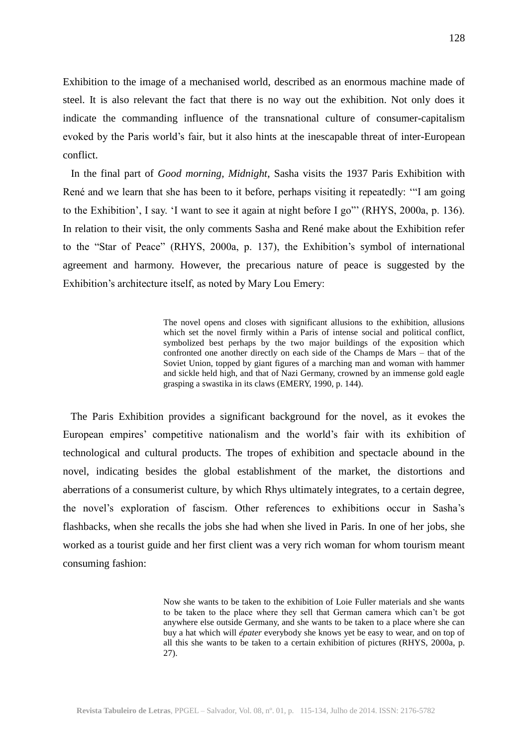Exhibition to the image of a mechanised world, described as an enormous machine made of steel. It is also relevant the fact that there is no way out the exhibition. Not only does it indicate the commanding influence of the transnational culture of consumer-capitalism evoked by the Paris world's fair, but it also hints at the inescapable threat of inter-European conflict.

In the final part of *Good morning, Midnight*, Sasha visits the 1937 Paris Exhibition with René and we learn that she has been to it before, perhaps visiting it repeatedly: '"I am going to the Exhibition', I say. 'I want to see it again at night before I go"' (RHYS, 2000a, p. 136). In relation to their visit, the only comments Sasha and René make about the Exhibition refer to the "Star of Peace" (RHYS, 2000a, p. 137), the Exhibition's symbol of international agreement and harmony. However, the precarious nature of peace is suggested by the Exhibition's architecture itself, as noted by Mary Lou Emery:

> The novel opens and closes with significant allusions to the exhibition, allusions which set the novel firmly within a Paris of intense social and political conflict, symbolized best perhaps by the two major buildings of the exposition which confronted one another directly on each side of the Champs de Mars – that of the Soviet Union, topped by giant figures of a marching man and woman with hammer and sickle held high, and that of Nazi Germany, crowned by an immense gold eagle grasping a swastika in its claws (EMERY, 1990, p. 144).

The Paris Exhibition provides a significant background for the novel, as it evokes the European empires' competitive nationalism and the world's fair with its exhibition of technological and cultural products. The tropes of exhibition and spectacle abound in the novel, indicating besides the global establishment of the market, the distortions and aberrations of a consumerist culture, by which Rhys ultimately integrates, to a certain degree, the novel's exploration of fascism. Other references to exhibitions occur in Sasha's flashbacks, when she recalls the jobs she had when she lived in Paris. In one of her jobs, she worked as a tourist guide and her first client was a very rich woman for whom tourism meant consuming fashion:

> Now she wants to be taken to the exhibition of Loie Fuller materials and she wants to be taken to the place where they sell that German camera which can't be got anywhere else outside Germany, and she wants to be taken to a place where she can buy a hat which will *épater* everybody she knows yet be easy to wear, and on top of all this she wants to be taken to a certain exhibition of pictures (RHYS, 2000a, p. 27).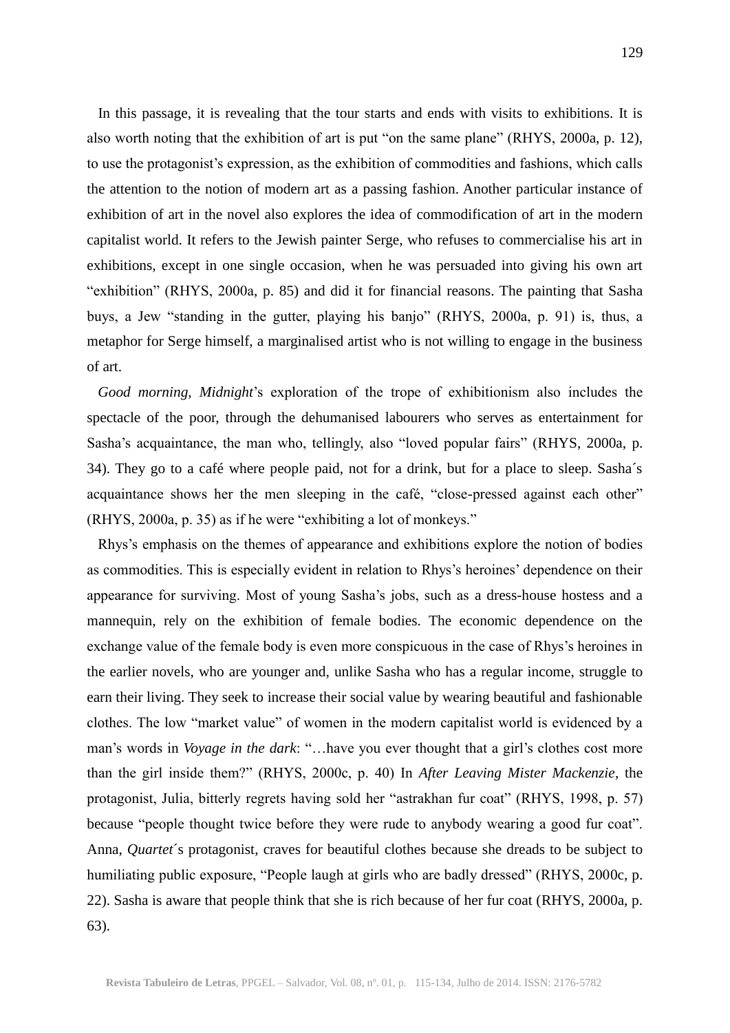In this passage, it is revealing that the tour starts and ends with visits to exhibitions. It is also worth noting that the exhibition of art is put "on the same plane" (RHYS, 2000a, p. 12), to use the protagonist's expression, as the exhibition of commodities and fashions, which calls the attention to the notion of modern art as a passing fashion. Another particular instance of exhibition of art in the novel also explores the idea of commodification of art in the modern capitalist world. It refers to the Jewish painter Serge, who refuses to commercialise his art in exhibitions, except in one single occasion, when he was persuaded into giving his own art "exhibition" (RHYS, 2000a, p. 85) and did it for financial reasons. The painting that Sasha buys, a Jew "standing in the gutter, playing his banjo" (RHYS, 2000a, p. 91) is, thus, a metaphor for Serge himself, a marginalised artist who is not willing to engage in the business of art.

*Good morning, Midnight*'s exploration of the trope of exhibitionism also includes the spectacle of the poor, through the dehumanised labourers who serves as entertainment for Sasha's acquaintance, the man who, tellingly, also "loved popular fairs" (RHYS, 2000a, p. 34). They go to a café where people paid, not for a drink, but for a place to sleep. Sasha´s acquaintance shows her the men sleeping in the café, "close-pressed against each other" (RHYS, 2000a, p. 35) as if he were "exhibiting a lot of monkeys."

Rhys's emphasis on the themes of appearance and exhibitions explore the notion of bodies as commodities. This is especially evident in relation to Rhys's heroines' dependence on their appearance for surviving. Most of young Sasha's jobs, such as a dress-house hostess and a mannequin, rely on the exhibition of female bodies. The economic dependence on the exchange value of the female body is even more conspicuous in the case of Rhys's heroines in the earlier novels, who are younger and, unlike Sasha who has a regular income, struggle to earn their living. They seek to increase their social value by wearing beautiful and fashionable clothes. The low "market value" of women in the modern capitalist world is evidenced by a man's words in *Voyage in the dark*: "…have you ever thought that a girl's clothes cost more than the girl inside them?" (RHYS, 2000c, p. 40) In *After Leaving Mister Mackenzie*, the protagonist, Julia, bitterly regrets having sold her "astrakhan fur coat" (RHYS, 1998, p. 57) because "people thought twice before they were rude to anybody wearing a good fur coat". Anna, *Quartet*´s protagonist, craves for beautiful clothes because she dreads to be subject to humiliating public exposure, "People laugh at girls who are badly dressed" (RHYS, 2000c, p. 22). Sasha is aware that people think that she is rich because of her fur coat (RHYS, 2000a, p. 63).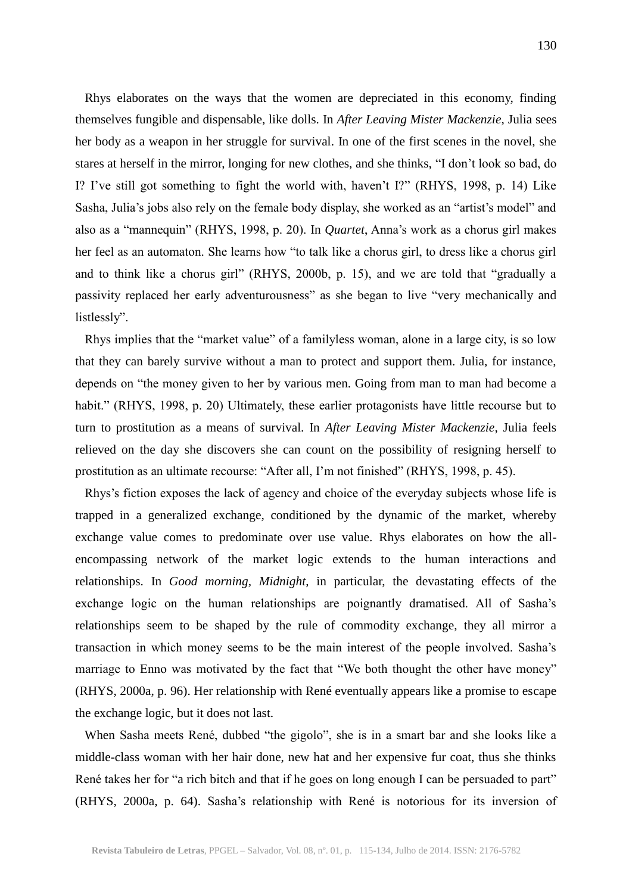Rhys elaborates on the ways that the women are depreciated in this economy, finding themselves fungible and dispensable, like dolls. In *After Leaving Mister Mackenzie*, Julia sees her body as a weapon in her struggle for survival. In one of the first scenes in the novel, she stares at herself in the mirror, longing for new clothes, and she thinks, "I don't look so bad, do I? I've still got something to fight the world with, haven't I?" (RHYS, 1998, p. 14) Like Sasha, Julia's jobs also rely on the female body display, she worked as an "artist's model" and also as a "mannequin" (RHYS, 1998, p. 20). In *Quartet*, Anna's work as a chorus girl makes her feel as an automaton. She learns how "to talk like a chorus girl, to dress like a chorus girl and to think like a chorus girl" (RHYS, 2000b, p. 15), and we are told that "gradually a passivity replaced her early adventurousness" as she began to live "very mechanically and listlessly".

Rhys implies that the "market value" of a familyless woman, alone in a large city, is so low that they can barely survive without a man to protect and support them. Julia, for instance, depends on "the money given to her by various men. Going from man to man had become a habit." (RHYS, 1998, p. 20) Ultimately, these earlier protagonists have little recourse but to turn to prostitution as a means of survival. In *After Leaving Mister Mackenzie*, Julia feels relieved on the day she discovers she can count on the possibility of resigning herself to prostitution as an ultimate recourse: "After all, I'm not finished" (RHYS, 1998, p. 45).

Rhys's fiction exposes the lack of agency and choice of the everyday subjects whose life is trapped in a generalized exchange, conditioned by the dynamic of the market, whereby exchange value comes to predominate over use value. Rhys elaborates on how the all-encompassing network of the market logic extends to the human interactions and relationships. In *Good morning, Midnight*, in particular, the devastating effects of the exchange logic on the human relationships are poignantly dramatised. All of Sasha's relationships seem to be shaped by the rule of commodity exchange, they all mirror a transaction in which money seems to be the main interest of the people involved. Sasha's marriage to Enno was motivated by the fact that "We both thought the other have money" (RHYS, 2000a, p. 96). Her relationship with René eventually appears like a promise to escape the exchange logic, but it does not last.

When Sasha meets René, dubbed "the gigolo", she is in a smart bar and she looks like a middle-class woman with her hair done, new hat and her expensive fur coat, thus she thinks René takes her for "a rich bitch and that if he goes on long enough I can be persuaded to part" (RHYS, 2000a, p. 64). Sasha's relationship with René is notorious for its inversion of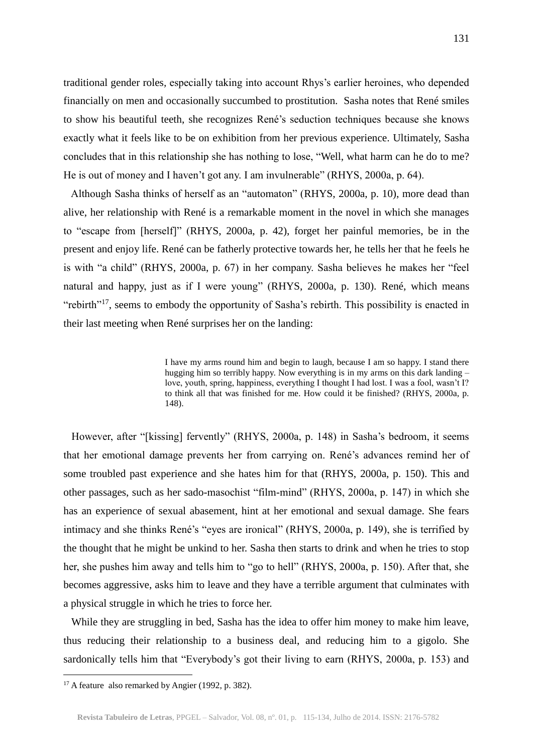traditional gender roles, especially taking into account Rhys's earlier heroines, who depended financially on men and occasionally succumbed to prostitution. Sasha notes that René smiles to show his beautiful teeth, she recognizes René's seduction techniques because she knows exactly what it feels like to be on exhibition from her previous experience. Ultimately, Sasha concludes that in this relationship she has nothing to lose, "Well, what harm can he do to me? He is out of money and I haven't got any. I am invulnerable" (RHYS, 2000a, p. 64).

Although Sasha thinks of herself as an "automaton" (RHYS, 2000a, p. 10), more dead than alive, her relationship with René is a remarkable moment in the novel in which she manages to "escape from [herself]" (RHYS, 2000a, p. 42), forget her painful memories, be in the present and enjoy life. René can be fatherly protective towards her, he tells her that he feels he is with "a child" (RHYS, 2000a, p. 67) in her company. Sasha believes he makes her "feel natural and happy, just as if I were young" (RHYS, 2000a, p. 130). René, which means "rebirth"[17], seems to embody the opportunity of Sasha's rebirth. This possibility is enacted in their last meeting when René surprises her on the landing:

> I have my arms round him and begin to laugh, because I am so happy. I stand there hugging him so terribly happy. Now everything is in my arms on this dark landing – love, youth, spring, happiness, everything I thought I had lost. I was a fool, wasn't I? to think all that was finished for me. How could it be finished? (RHYS, 2000a, p. 148).

However, after "[kissing] fervently" (RHYS, 2000a, p. 148) in Sasha's bedroom, it seems that her emotional damage prevents her from carrying on. René's advances remind her of some troubled past experience and she hates him for that (RHYS, 2000a, p. 150). This and other passages, such as her sado-masochist "film-mind" (RHYS, 2000a, p. 147) in which she has an experience of sexual abasement, hint at her emotional and sexual damage. She fears intimacy and she thinks René's "eyes are ironical" (RHYS, 2000a, p. 149), she is terrified by the thought that he might be unkind to her. Sasha then starts to drink and when he tries to stop her, she pushes him away and tells him to "go to hell" (RHYS, 2000a, p. 150). After that, she becomes aggressive, asks him to leave and they have a terrible argument that culminates with a physical struggle in which he tries to force her.

While they are struggling in bed, Sasha has the idea to offer him money to make him leave, thus reducing their relationship to a business deal, and reducing him to a gigolo. She sardonically tells him that "Everybody's got their living to earn (RHYS, 2000a, p. 153) and

---

[17] A feature also remarked by Angier (1992, p. 382).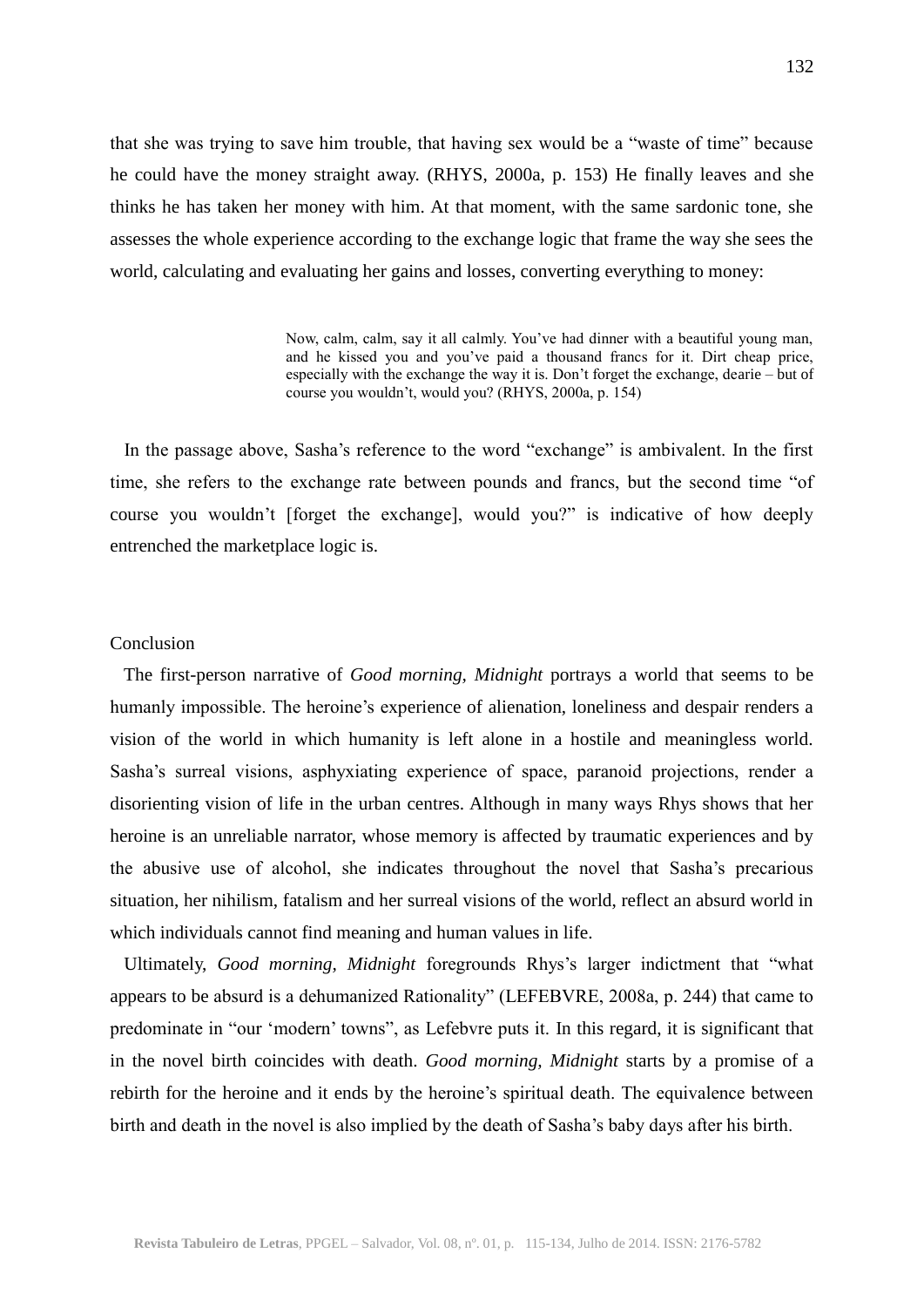that she was trying to save him trouble, that having sex would be a "waste of time" because he could have the money straight away. (RHYS, 2000a, p. 153) He finally leaves and she thinks he has taken her money with him. At that moment, with the same sardonic tone, she assesses the whole experience according to the exchange logic that frame the way she sees the world, calculating and evaluating her gains and losses, converting everything to money:

> Now, calm, calm, say it all calmly. You've had dinner with a beautiful young man, and he kissed you and you've paid a thousand francs for it. Dirt cheap price, especially with the exchange the way it is. Don't forget the exchange, dearie – but of course you wouldn't, would you? (RHYS, 2000a, p. 154)

In the passage above, Sasha's reference to the word "exchange" is ambivalent. In the first time, she refers to the exchange rate between pounds and francs, but the second time "of course you wouldn't [forget the exchange], would you?" is indicative of how deeply entrenched the marketplace logic is.

## Conclusion

The first-person narrative of *Good morning, Midnight* portrays a world that seems to be humanly impossible. The heroine's experience of alienation, loneliness and despair renders a vision of the world in which humanity is left alone in a hostile and meaningless world. Sasha's surreal visions, asphyxiating experience of space, paranoid projections, render a disorienting vision of life in the urban centres. Although in many ways Rhys shows that her heroine is an unreliable narrator, whose memory is affected by traumatic experiences and by the abusive use of alcohol, she indicates throughout the novel that Sasha's precarious situation, her nihilism, fatalism and her surreal visions of the world, reflect an absurd world in which individuals cannot find meaning and human values in life.

Ultimately, *Good morning, Midnight* foregrounds Rhys's larger indictment that "what appears to be absurd is a dehumanized Rationality" (LEFEBVRE, 2008a, p. 244) that came to predominate in "our 'modern' towns", as Lefebvre puts it. In this regard, it is significant that in the novel birth coincides with death. *Good morning, Midnight* starts by a promise of a rebirth for the heroine and it ends by the heroine's spiritual death. The equivalence between birth and death in the novel is also implied by the death of Sasha's baby days after his birth.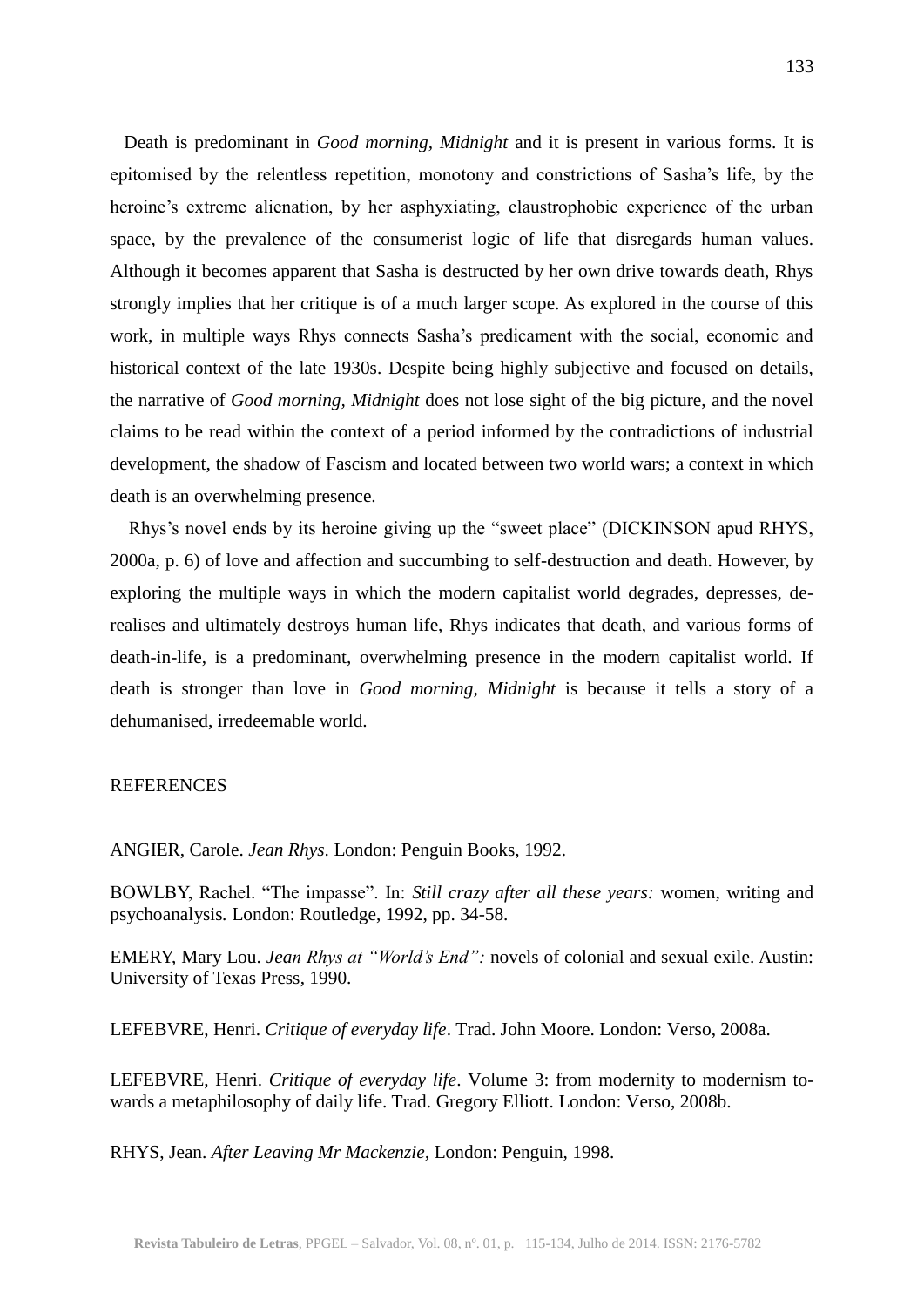Death is predominant in *Good morning, Midnight* and it is present in various forms. It is epitomised by the relentless repetition, monotony and constrictions of Sasha's life, by the heroine's extreme alienation, by her asphyxiating, claustrophobic experience of the urban space, by the prevalence of the consumerist logic of life that disregards human values. Although it becomes apparent that Sasha is destructed by her own drive towards death, Rhys strongly implies that her critique is of a much larger scope. As explored in the course of this work, in multiple ways Rhys connects Sasha's predicament with the social, economic and historical context of the late 1930s. Despite being highly subjective and focused on details, the narrative of *Good morning, Midnight* does not lose sight of the big picture, and the novel claims to be read within the context of a period informed by the contradictions of industrial development, the shadow of Fascism and located between two world wars; a context in which death is an overwhelming presence.

Rhys's novel ends by its heroine giving up the "sweet place" (DICKINSON apud RHYS, 2000a, p. 6) of love and affection and succumbing to self-destruction and death. However, by exploring the multiple ways in which the modern capitalist world degrades, depresses, de-realises and ultimately destroys human life, Rhys indicates that death, and various forms of death-in-life, is a predominant, overwhelming presence in the modern capitalist world. If death is stronger than love in *Good morning, Midnight* is because it tells a story of a dehumanised, irredeemable world.

REFERENCES

ANGIER, Carole. *Jean Rhys*. London: Penguin Books, 1992.

BOWLBY, Rachel. "The impasse". In: *Still crazy after all these years:* women, writing and psychoanalysis*.* London: Routledge, 1992, pp. 34-58.

EMERY, Mary Lou. *Jean Rhys at "World's End":* novels of colonial and sexual exile. Austin: University of Texas Press, 1990.

LEFEBVRE, Henri. *Critique of everyday life*. Trad. John Moore. London: Verso, 2008a.

LEFEBVRE, Henri. *Critique of everyday life*. Volume 3: from modernity to modernism towards a metaphilosophy of daily life. Trad. Gregory Elliott. London: Verso, 2008b.

RHYS, Jean. *After Leaving Mr Mackenzie*, London: Penguin, 1998.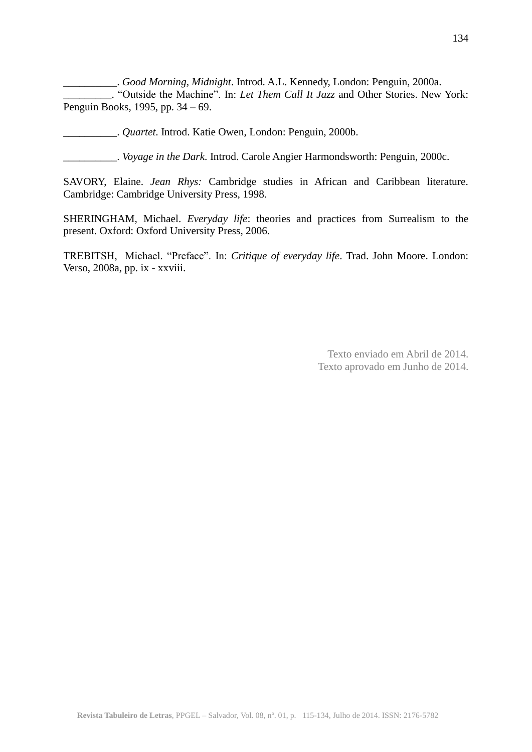__________. *Good Morning, Midnight*. Introd. A.L. Kennedy, London: Penguin, 2000a.
_________. “Outside the Machine”. In: *Let Them Call It Jazz* and Other Stories. New York: Penguin Books, 1995, pp. 34 – 69.

__________. *Quartet*. Introd. Katie Owen, London: Penguin, 2000b.

__________. *Voyage in the Dark*. Introd. Carole Angier Harmondsworth: Penguin, 2000c.

SAVORY, Elaine. *Jean Rhys:* Cambridge studies in African and Caribbean literature. Cambridge: Cambridge University Press, 1998.

SHERINGHAM, Michael. *Everyday life*: theories and practices from Surrealism to the present. Oxford: Oxford University Press, 2006.

TREBITSH, Michael. “Preface”. In: *Critique of everyday life*. Trad. John Moore. London: Verso, 2008a, pp. ix - xxviii.

Texto enviado em Abril de 2014.
Texto aprovado em Junho de 2014.